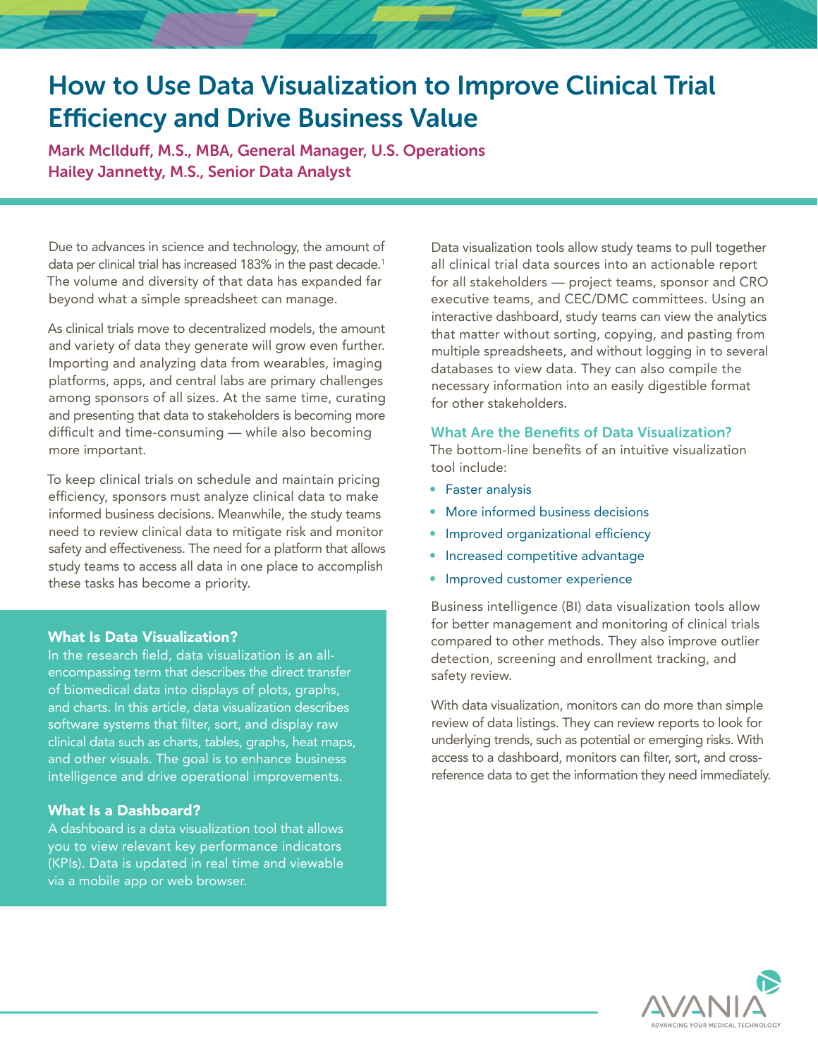# How to Use Data Visualization to Improve Clinical Trial Efficiency and Drive Business Value

**Mark McIlduff, M.S., MBA, General Manager, U.S. Operations**
**Hailey Jannetty, M.S., Senior Data Analyst**

Due to advances in science and technology, the amount of data per clinical trial has increased 183% in the past decade.[1] The volume and diversity of that data has expanded far beyond what a simple spreadsheet can manage.

As clinical trials move to decentralized models, the amount and variety of data they generate will grow even further. Importing and analyzing data from wearables, imaging platforms, apps, and central labs are primary challenges among sponsors of all sizes. At the same time, curating and presenting that data to stakeholders is becoming more difficult and time-consuming — while also becoming more important.

To keep clinical trials on schedule and maintain pricing efficiency, sponsors must analyze clinical data to make informed business decisions. Meanwhile, the study teams need to review clinical data to mitigate risk and monitor safety and effectiveness. The need for a platform that allows study teams to access all data in one place to accomplish these tasks has become a priority.

### What Is Data Visualization?

In the research field, data visualization is an all-encompassing term that describes the direct transfer of biomedical data into displays of plots, graphs, and charts. In this article, data visualization describes software systems that filter, sort, and display raw clinical data such as charts, tables, graphs, heat maps, and other visuals. The goal is to enhance business intelligence and drive operational improvements.

### What Is a Dashboard?

A dashboard is a data visualization tool that allows you to view relevant key performance indicators (KPIs). Data is updated in real time and viewable via a mobile app or web browser.

Data visualization tools allow study teams to pull together all clinical trial data sources into an actionable report for all stakeholders — project teams, sponsor and CRO executive teams, and CEC/DMC committees. Using an interactive dashboard, study teams can view the analytics that matter without sorting, copying, and pasting from multiple spreadsheets, and without logging in to several databases to view data. They can also compile the necessary information into an easily digestible format for other stakeholders.

## What Are the Benefits of Data Visualization?

The bottom-line benefits of an intuitive visualization tool include:

- Faster analysis
- More informed business decisions
- Improved organizational efficiency
- Increased competitive advantage
- Improved customer experience

Business intelligence (BI) data visualization tools allow for better management and monitoring of clinical trials compared to other methods. They also improve outlier detection, screening and enrollment tracking, and safety review.

With data visualization, monitors can do more than simple review of data listings. They can review reports to look for underlying trends, such as potential or emerging risks. With access to a dashboard, monitors can filter, sort, and cross-reference data to get the information they need immediately.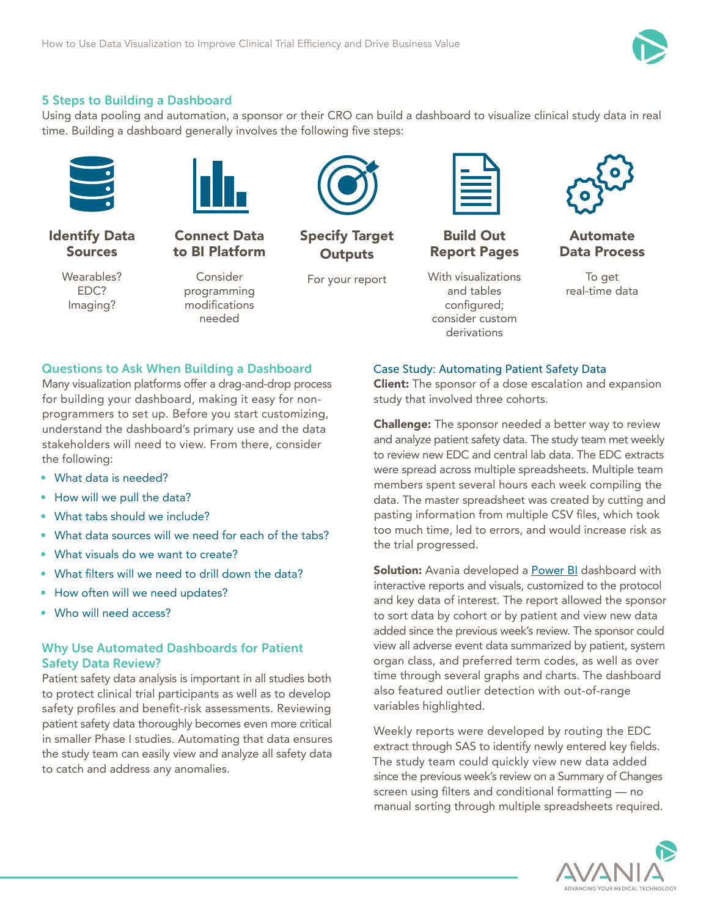## 5 Steps to Building a Dashboard

Using data pooling and automation, a sponsor or their CRO can build a dashboard to visualize clinical study data in real time. Building a dashboard generally involves the following five steps:

**Identify Data Sources**

Wearables?
EDC?
Imaging?

**Connect Data to BI Platform**

Consider programming modifications needed

**Specify Target Outputs**

For your report

**Build Out Report Pages**

With visualizations and tables configured; consider custom derivations

**Automate Data Process**

To get real-time data

## Questions to Ask When Building a Dashboard

Many visualization platforms offer a drag-and-drop process for building your dashboard, making it easy for non-programmers to set up. Before you start customizing, understand the dashboard's primary use and the data stakeholders will need to view. From there, consider the following:

- What data is needed?
- How will we pull the data?
- What tabs should we include?
- What data sources will we need for each of the tabs?
- What visuals do we want to create?
- What filters will we need to drill down the data?
- How often will we need updates?
- Who will need access?

## Why Use Automated Dashboards for Patient Safety Data Review?

Patient safety data analysis is important in all studies both to protect clinical trial participants as well as to develop safety profiles and benefit-risk assessments. Reviewing patient safety data thoroughly becomes even more critical in smaller Phase I studies. Automating that data ensures the study team can easily view and analyze all safety data to catch and address any anomalies.

## Case Study: Automating Patient Safety Data

**Client:** The sponsor of a dose escalation and expansion study that involved three cohorts.

**Challenge:** The sponsor needed a better way to review and analyze patient safety data. The study team met weekly to review new EDC and central lab data. The EDC extracts were spread across multiple spreadsheets. Multiple team members spent several hours each week compiling the data. The master spreadsheet was created by cutting and pasting information from multiple CSV files, which took too much time, led to errors, and would increase risk as the trial progressed.

**Solution:** Avania developed a Power BI dashboard with interactive reports and visuals, customized to the protocol and key data of interest. The report allowed the sponsor to sort data by cohort or by patient and view new data added since the previous week's review. The sponsor could view all adverse event data summarized by patient, system organ class, and preferred term codes, as well as over time through several graphs and charts. The dashboard also featured outlier detection with out-of-range variables highlighted.

Weekly reports were developed by routing the EDC extract through SAS to identify newly entered key fields. The study team could quickly view new data added since the previous week's review on a Summary of Changes screen using filters and conditional formatting — no manual sorting through multiple spreadsheets required.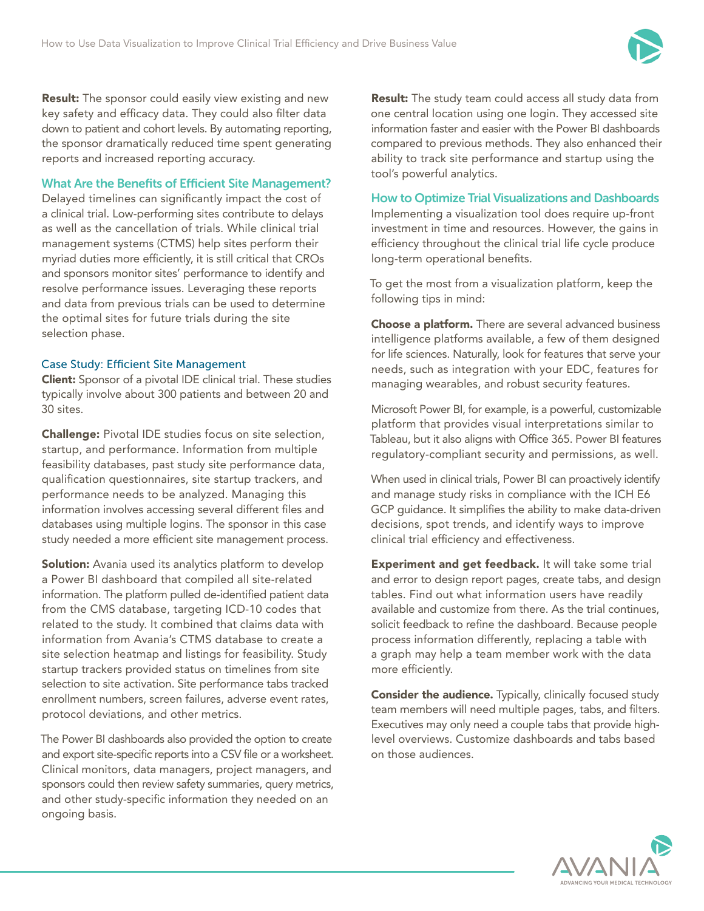**Result:** The sponsor could easily view existing and new key safety and efficacy data. They could also filter data down to patient and cohort levels. By automating reporting, the sponsor dramatically reduced time spent generating reports and increased reporting accuracy.

## What Are the Benefits of Efficient Site Management?

Delayed timelines can significantly impact the cost of a clinical trial. Low-performing sites contribute to delays as well as the cancellation of trials. While clinical trial management systems (CTMS) help sites perform their myriad duties more efficiently, it is still critical that CROs and sponsors monitor sites' performance to identify and resolve performance issues. Leveraging these reports and data from previous trials can be used to determine the optimal sites for future trials during the site selection phase.

### Case Study: Efficient Site Management

**Client:** Sponsor of a pivotal IDE clinical trial. These studies typically involve about 300 patients and between 20 and 30 sites.

**Challenge:** Pivotal IDE studies focus on site selection, startup, and performance. Information from multiple feasibility databases, past study site performance data, qualification questionnaires, site startup trackers, and performance needs to be analyzed. Managing this information involves accessing several different files and databases using multiple logins. The sponsor in this case study needed a more efficient site management process.

**Solution:** Avania used its analytics platform to develop a Power BI dashboard that compiled all site-related information. The platform pulled de-identified patient data from the CMS database, targeting ICD-10 codes that related to the study. It combined that claims data with information from Avania's CTMS database to create a site selection heatmap and listings for feasibility. Study startup trackers provided status on timelines from site selection to site activation. Site performance tabs tracked enrollment numbers, screen failures, adverse event rates, protocol deviations, and other metrics.

The Power BI dashboards also provided the option to create and export site-specific reports into a CSV file or a worksheet. Clinical monitors, data managers, project managers, and sponsors could then review safety summaries, query metrics, and other study-specific information they needed on an ongoing basis.

**Result:** The study team could access all study data from one central location using one login. They accessed site information faster and easier with the Power BI dashboards compared to previous methods. They also enhanced their ability to track site performance and startup using the tool's powerful analytics.

## How to Optimize Trial Visualizations and Dashboards

Implementing a visualization tool does require up-front investment in time and resources. However, the gains in efficiency throughout the clinical trial life cycle produce long-term operational benefits.

To get the most from a visualization platform, keep the following tips in mind:

**Choose a platform.** There are several advanced business intelligence platforms available, a few of them designed for life sciences. Naturally, look for features that serve your needs, such as integration with your EDC, features for managing wearables, and robust security features.

Microsoft Power BI, for example, is a powerful, customizable platform that provides visual interpretations similar to Tableau, but it also aligns with Office 365. Power BI features regulatory-compliant security and permissions, as well.

When used in clinical trials, Power BI can proactively identify and manage study risks in compliance with the ICH E6 GCP guidance. It simplifies the ability to make data-driven decisions, spot trends, and identify ways to improve clinical trial efficiency and effectiveness.

**Experiment and get feedback.** It will take some trial and error to design report pages, create tabs, and design tables. Find out what information users have readily available and customize from there. As the trial continues, solicit feedback to refine the dashboard. Because people process information differently, replacing a table with a graph may help a team member work with the data more efficiently.

**Consider the audience.** Typically, clinically focused study team members will need multiple pages, tabs, and filters. Executives may only need a couple tabs that provide high-level overviews. Customize dashboards and tabs based on those audiences.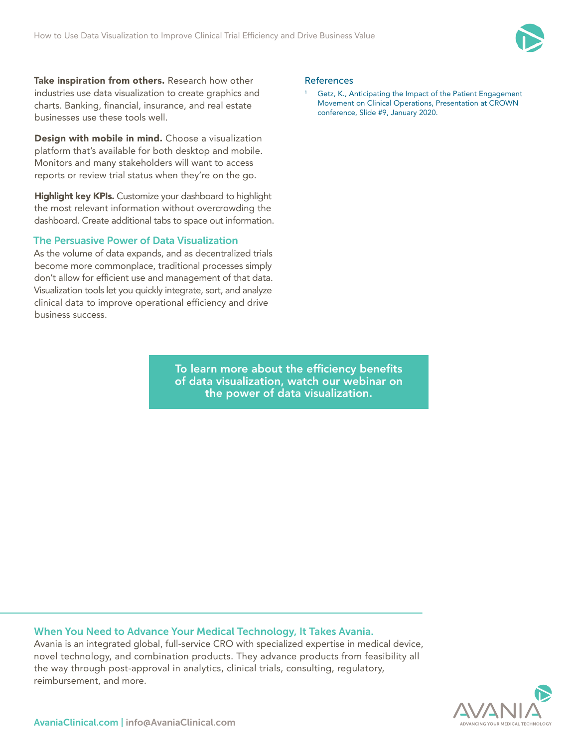**Take inspiration from others.** Research how other industries use data visualization to create graphics and charts. Banking, financial, insurance, and real estate businesses use these tools well.

**Design with mobile in mind.** Choose a visualization platform that's available for both desktop and mobile. Monitors and many stakeholders will want to access reports or review trial status when they're on the go.

**Highlight key KPIs.** Customize your dashboard to highlight the most relevant information without overcrowding the dashboard. Create additional tabs to space out information.

## The Persuasive Power of Data Visualization

As the volume of data expands, and as decentralized trials become more commonplace, traditional processes simply don't allow for efficient use and management of that data. Visualization tools let you quickly integrate, sort, and analyze clinical data to improve operational efficiency and drive business success.

## References

[1] Getz, K., Anticipating the Impact of the Patient Engagement Movement on Clinical Operations, Presentation at CROWN conference, Slide #9, January 2020.

**To learn more about the efficiency benefits of data visualization, watch our webinar on the power of data visualization.**

## When You Need to Advance Your Medical Technology, It Takes Avania.

Avania is an integrated global, full-service CRO with specialized expertise in medical device, novel technology, and combination products. They advance products from feasibility all the way through post-approval in analytics, clinical trials, consulting, regulatory, reimbursement, and more.

AvaniaClinical.com | info@AvaniaClinical.com

AVANIA
ADVANCING YOUR MEDICAL TECHNOLOGY